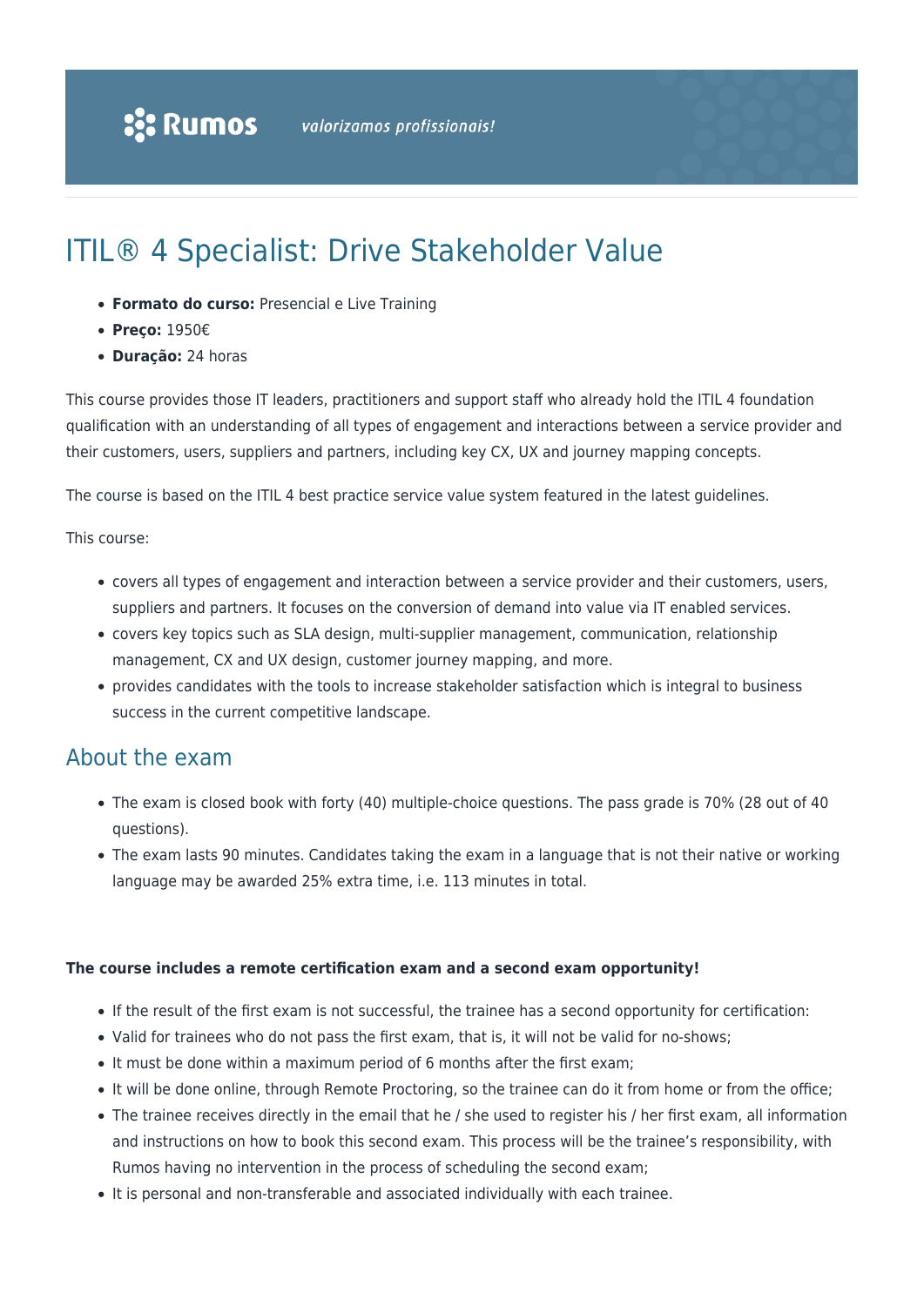Rumos valorizamos profissionais!

# ITIL® 4 Specialist: Drive Stakeholder Value

- **Formato do curso:** Presencial e Live Training
- **Preço:** 1950€
- **Duração:** 24 horas

This course provides those IT leaders, practitioners and support staff who already hold the ITIL 4 foundation qualification with an understanding of all types of engagement and interactions between a service provider and their customers, users, suppliers and partners, including key CX, UX and journey mapping concepts.

The course is based on the ITIL 4 best practice service value system featured in the latest guidelines.

This course:

- covers all types of engagement and interaction between a service provider and their customers, users, suppliers and partners. It focuses on the conversion of demand into value via IT enabled services.
- covers key topics such as SLA design, multi-supplier management, communication, relationship management, CX and UX design, customer journey mapping, and more.
- provides candidates with the tools to increase stakeholder satisfaction which is integral to business success in the current competitive landscape.

## About the exam

- The exam is closed book with forty (40) multiple-choice questions. The pass grade is 70% (28 out of 40 questions).
- The exam lasts 90 minutes. Candidates taking the exam in a language that is not their native or working language may be awarded 25% extra time, i.e. 113 minutes in total.

**The course includes a remote certification exam and a second exam opportunity!**

- If the result of the first exam is not successful, the trainee has a second opportunity for certification:
- Valid for trainees who do not pass the first exam, that is, it will not be valid for no-shows;
- It must be done within a maximum period of 6 months after the first exam;
- It will be done online, through Remote Proctoring, so the trainee can do it from home or from the office;
- The trainee receives directly in the email that he / she used to register his / her first exam, all information and instructions on how to book this second exam. This process will be the trainee's responsibility, with Rumos having no intervention in the process of scheduling the second exam;
- It is personal and non-transferable and associated individually with each trainee.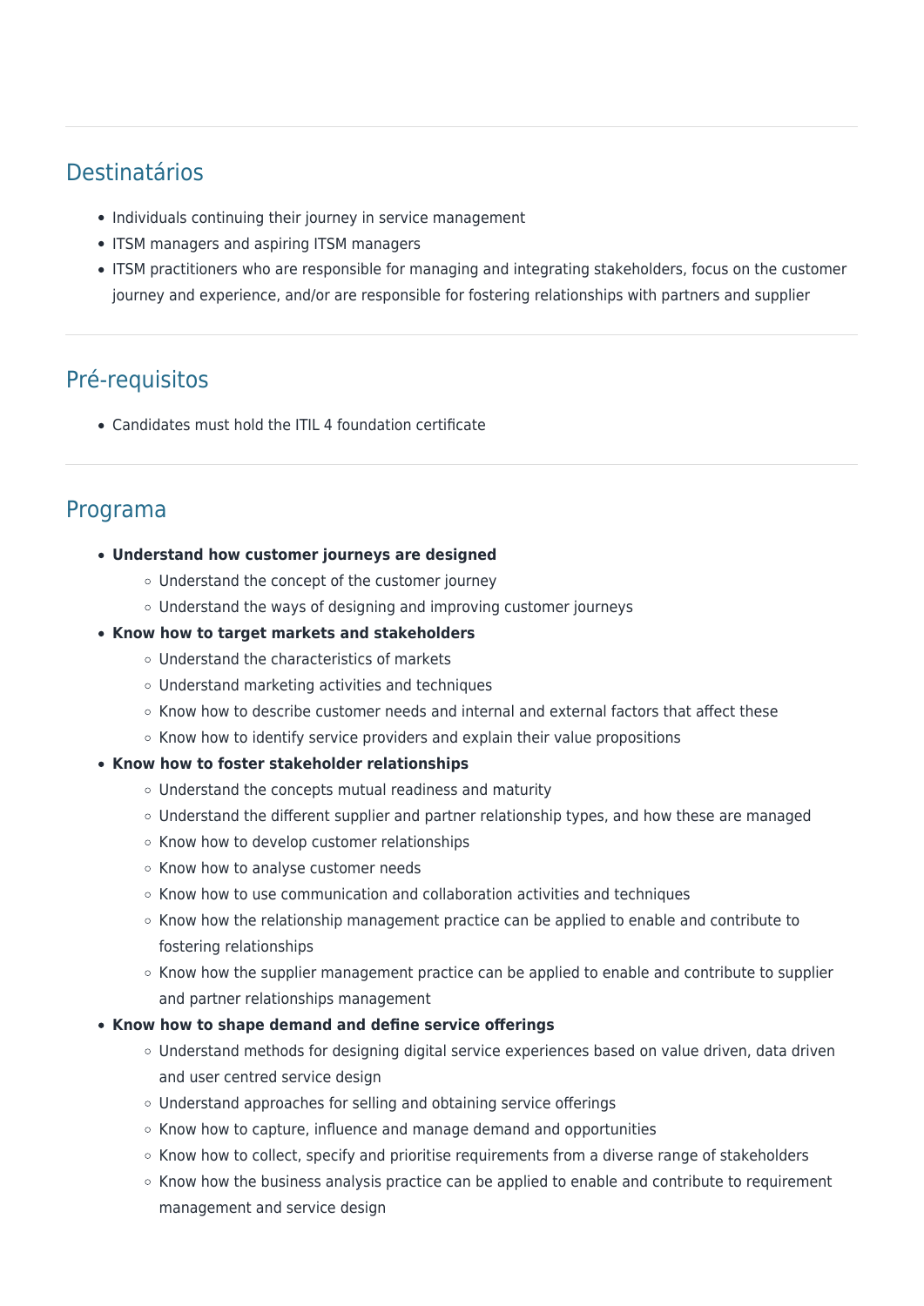## Destinatários

- Individuals continuing their journey in service management
- ITSM managers and aspiring ITSM managers
- ITSM practitioners who are responsible for managing and integrating stakeholders, focus on the customer journey and experience, and/or are responsible for fostering relationships with partners and supplier

## Pré-requisitos

- Candidates must hold the ITIL 4 foundation certificate

## Programa

- **Understand how customer journeys are designed**
  - Understand the concept of the customer journey
  - Understand the ways of designing and improving customer journeys
- **Know how to target markets and stakeholders**
  - Understand the characteristics of markets
  - Understand marketing activities and techniques
  - Know how to describe customer needs and internal and external factors that affect these
  - Know how to identify service providers and explain their value propositions
- **Know how to foster stakeholder relationships**
  - Understand the concepts mutual readiness and maturity
  - Understand the different supplier and partner relationship types, and how these are managed
  - Know how to develop customer relationships
  - Know how to analyse customer needs
  - Know how to use communication and collaboration activities and techniques
  - Know how the relationship management practice can be applied to enable and contribute to fostering relationships
  - Know how the supplier management practice can be applied to enable and contribute to supplier and partner relationships management
- **Know how to shape demand and define service offerings**
  - Understand methods for designing digital service experiences based on value driven, data driven and user centred service design
  - Understand approaches for selling and obtaining service offerings
  - Know how to capture, influence and manage demand and opportunities
  - Know how to collect, specify and prioritise requirements from a diverse range of stakeholders
  - Know how the business analysis practice can be applied to enable and contribute to requirement management and service design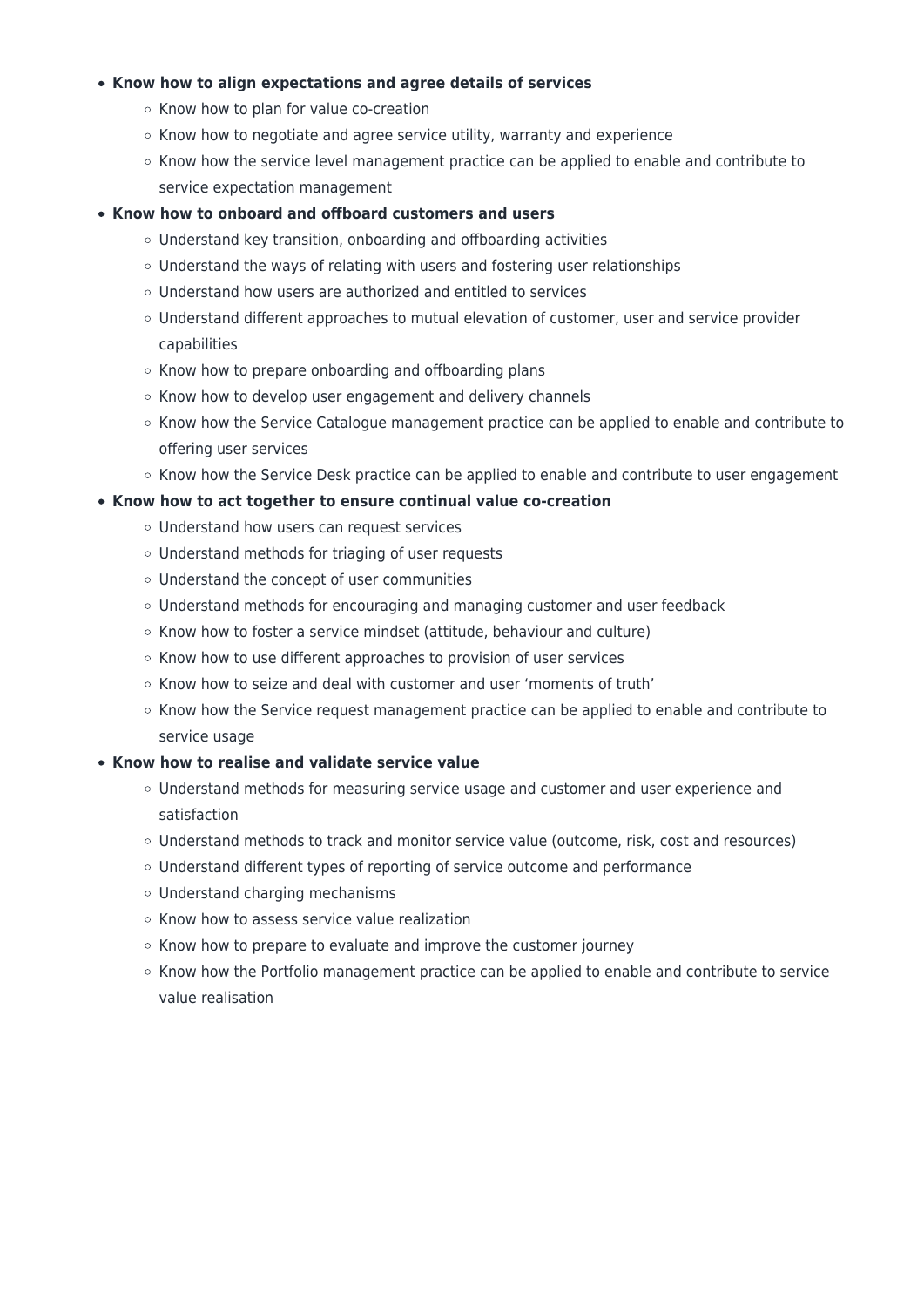- **Know how to align expectations and agree details of services**
  - Know how to plan for value co-creation
  - Know how to negotiate and agree service utility, warranty and experience
  - Know how the service level management practice can be applied to enable and contribute to service expectation management
- **Know how to onboard and offboard customers and users**
  - Understand key transition, onboarding and offboarding activities
  - Understand the ways of relating with users and fostering user relationships
  - Understand how users are authorized and entitled to services
  - Understand different approaches to mutual elevation of customer, user and service provider capabilities
  - Know how to prepare onboarding and offboarding plans
  - Know how to develop user engagement and delivery channels
  - Know how the Service Catalogue management practice can be applied to enable and contribute to offering user services
  - Know how the Service Desk practice can be applied to enable and contribute to user engagement
- **Know how to act together to ensure continual value co-creation**
  - Understand how users can request services
  - Understand methods for triaging of user requests
  - Understand the concept of user communities
  - Understand methods for encouraging and managing customer and user feedback
  - Know how to foster a service mindset (attitude, behaviour and culture)
  - Know how to use different approaches to provision of user services
  - Know how to seize and deal with customer and user 'moments of truth'
  - Know how the Service request management practice can be applied to enable and contribute to service usage
- **Know how to realise and validate service value**
  - Understand methods for measuring service usage and customer and user experience and satisfaction
  - Understand methods to track and monitor service value (outcome, risk, cost and resources)
  - Understand different types of reporting of service outcome and performance
  - Understand charging mechanisms
  - Know how to assess service value realization
  - Know how to prepare to evaluate and improve the customer journey
  - Know how the Portfolio management practice can be applied to enable and contribute to service value realisation